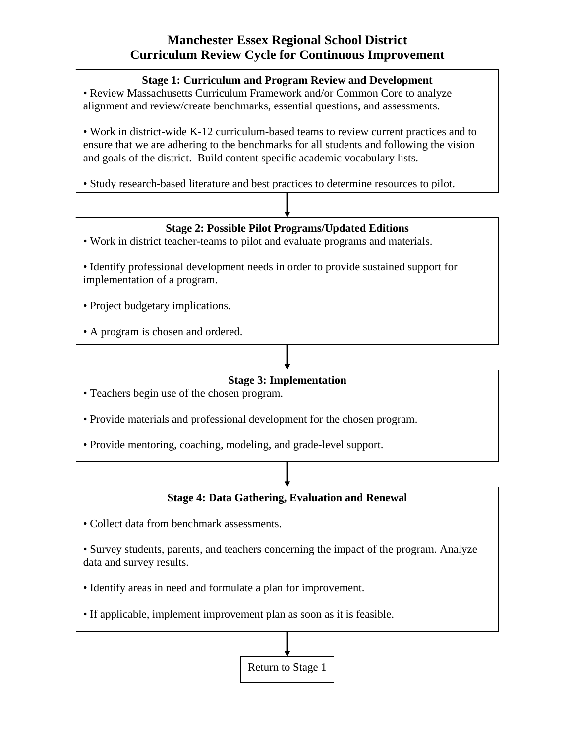# Manchester Essex Regional School District
# Curriculum Review Cycle for Continuous Improvement

### Stage 1: Curriculum and Program Review and Development

- Review Massachusetts Curriculum Framework and/or Common Core to analyze alignment and review/create benchmarks, essential questions, and assessments.

- Work in district-wide K-12 curriculum-based teams to review current practices and to ensure that we are adhering to the benchmarks for all students and following the vision and goals of the district. Build content specific academic vocabulary lists.

- Study research-based literature and best practices to determine resources to pilot.

↓

### Stage 2: Possible Pilot Programs/Updated Editions

- Work in district teacher-teams to pilot and evaluate programs and materials.

- Identify professional development needs in order to provide sustained support for implementation of a program.

- Project budgetary implications.

- A program is chosen and ordered.

↓

### Stage 3: Implementation

- Teachers begin use of the chosen program.

- Provide materials and professional development for the chosen program.

- Provide mentoring, coaching, modeling, and grade-level support.

↓

### Stage 4: Data Gathering, Evaluation and Renewal

- Collect data from benchmark assessments.

- Survey students, parents, and teachers concerning the impact of the program. Analyze data and survey results.

- Identify areas in need and formulate a plan for improvement.

- If applicable, implement improvement plan as soon as it is feasible.

↓

Return to Stage 1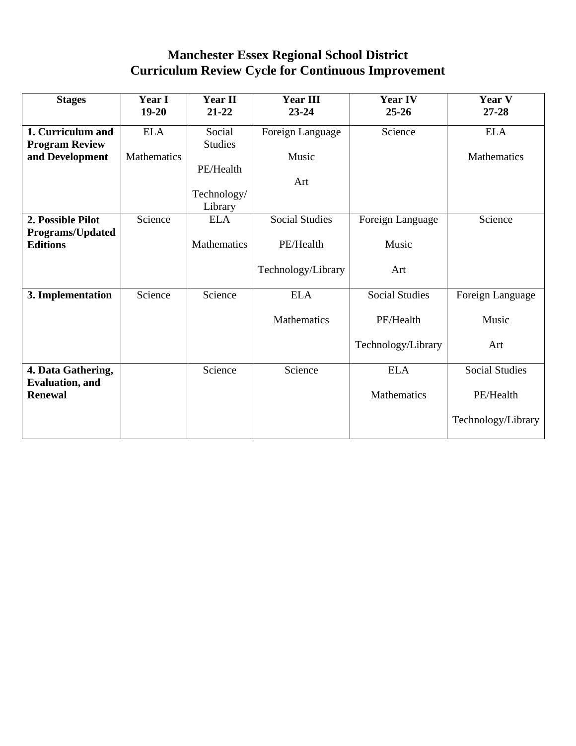# Manchester Essex Regional School District
# Curriculum Review Cycle for Continuous Improvement

| Stages | Year I 19-20 | Year II 21-22 | Year III 23-24 | Year IV 25-26 | Year V 27-28 |
|---|---|---|---|---|---|
| **1. Curriculum and Program Review and Development** | ELA<br><br>Mathematics | Social Studies<br><br>PE/Health<br><br>Technology/ Library | Foreign Language<br><br>Music<br><br>Art | Science | ELA<br><br>Mathematics |
| **2. Possible Pilot Programs/Updated Editions** | Science | ELA<br><br>Mathematics | Social Studies<br><br>PE/Health<br><br>Technology/Library | Foreign Language<br><br>Music<br><br>Art | Science |
| **3. Implementation** | Science | Science | ELA<br><br>Mathematics | Social Studies<br><br>PE/Health<br><br>Technology/Library | Foreign Language<br><br>Music<br><br>Art |
| **4. Data Gathering, Evaluation, and Renewal** | | Science | Science | ELA<br><br>Mathematics | Social Studies<br><br>PE/Health<br><br>Technology/Library |